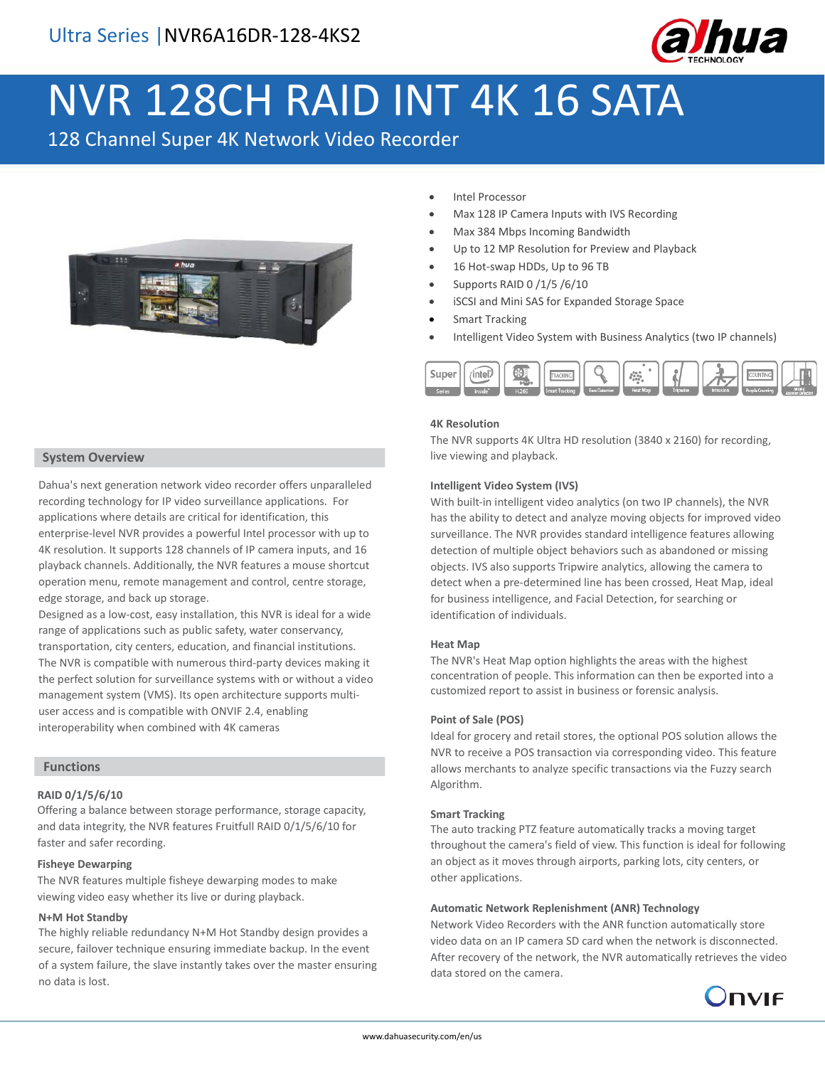Ultra Series | NVR6A16DR-128-4KS2

# NVR 128CH RAID INT 4K 16 SATA

128 Channel Super 4K Network Video Recorder

- Intel Processor
- Max 128 IP Camera Inputs with IVS Recording
- Max 384 Mbps Incoming Bandwidth
- Up to 12 MP Resolution for Preview and Playback
- 16 Hot-swap HDDs, Up to 96 TB
- Supports RAID 0 /1/5 /6/10
- iSCSI and Mini SAS for Expanded Storage Space
- Smart Tracking
- Intelligent Video System with Business Analytics (two IP channels)

## System Overview

Dahua's next generation network video recorder offers unparalleled recording technology for IP video surveillance applications. For applications where details are critical for identification, this enterprise-level NVR provides a powerful Intel processor with up to 4K resolution. It supports 128 channels of IP camera inputs, and 16 playback channels. Additionally, the NVR features a mouse shortcut operation menu, remote management and control, centre storage, edge storage, and back up storage.

Designed as a low-cost, easy installation, this NVR is ideal for a wide range of applications such as public safety, water conservancy, transportation, city centers, education, and financial institutions. The NVR is compatible with numerous third-party devices making it the perfect solution for surveillance systems with or without a video management system (VMS). Its open architecture supports multi-user access and is compatible with ONVIF 2.4, enabling interoperability when combined with 4K cameras

## Functions

### RAID 0/1/5/6/10

Offering a balance between storage performance, storage capacity, and data integrity, the NVR features Fruitfull RAID 0/1/5/6/10 for faster and safer recording.

### Fisheye Dewarping

The NVR features multiple fisheye dewarping modes to make viewing video easy whether its live or during playback.

### N+M Hot Standby

The highly reliable redundancy N+M Hot Standby design provides a secure, failover technique ensuring immediate backup. In the event of a system failure, the slave instantly takes over the master ensuring no data is lost.

### 4K Resolution

The NVR supports 4K Ultra HD resolution (3840 x 2160) for recording, live viewing and playback.

### Intelligent Video System (IVS)

With built-in intelligent video analytics (on two IP channels), the NVR has the ability to detect and analyze moving objects for improved video surveillance. The NVR provides standard intelligence features allowing detection of multiple object behaviors such as abandoned or missing objects. IVS also supports Tripwire analytics, allowing the camera to detect when a pre-determined line has been crossed, Heat Map, ideal for business intelligence, and Facial Detection, for searching or identification of individuals.

### Heat Map

The NVR's Heat Map option highlights the areas with the highest concentration of people. This information can then be exported into a customized report to assist in business or forensic analysis.

### Point of Sale (POS)

Ideal for grocery and retail stores, the optional POS solution allows the NVR to receive a POS transaction via corresponding video. This feature allows merchants to analyze specific transactions via the Fuzzy search Algorithm.

### Smart Tracking

The auto tracking PTZ feature automatically tracks a moving target throughout the camera's field of view. This function is ideal for following an object as it moves through airports, parking lots, city centers, or other applications.

### Automatic Network Replenishment (ANR) Technology

Network Video Recorders with the ANR function automatically store video data on an IP camera SD card when the network is disconnected. After recovery of the network, the NVR automatically retrieves the video data stored on the camera.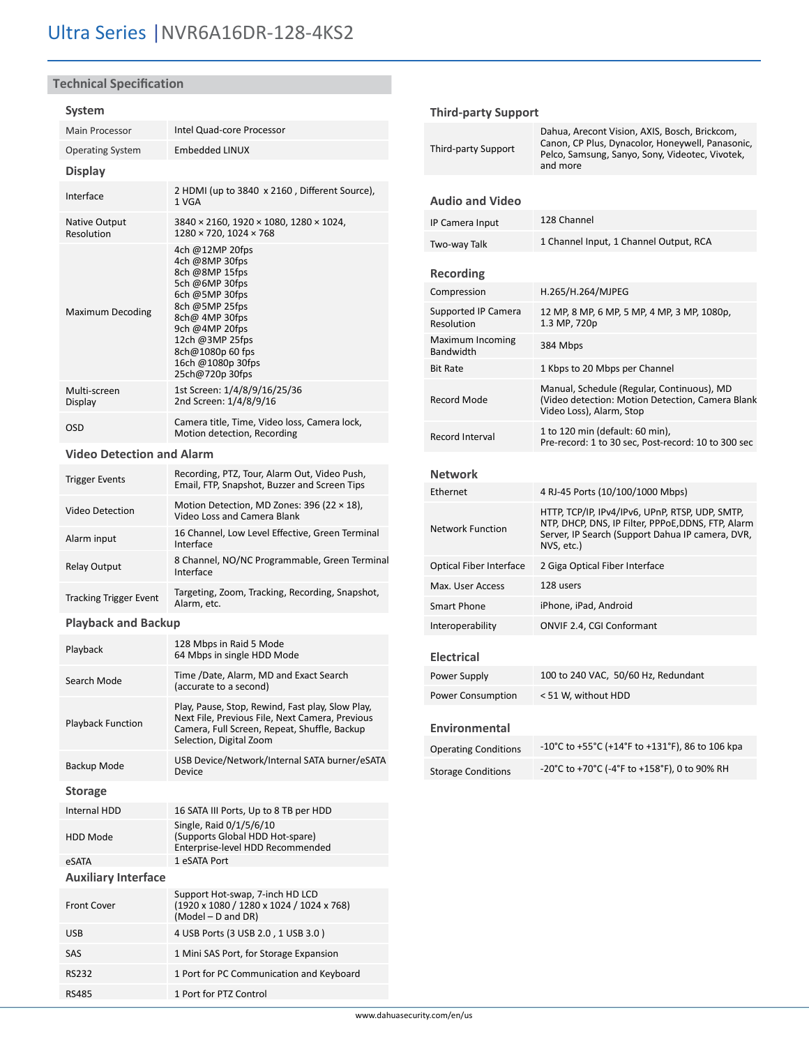# Ultra Series | NVR6A16DR-128-4KS2

## Technical Specification

### System

| | |
|---|---|
| Main Processor | Intel Quad-core Processor |
| Operating System | Embedded LINUX |

### Display

| | |
|---|---|
| Interface | 2 HDMI (up to 3840 x 2160 , Different Source), 1 VGA |
| Native Output Resolution | 3840 × 2160, 1920 × 1080, 1280 × 1024, 1280 × 720, 1024 × 768 |
| Maximum Decoding | 4ch @12MP 20fps<br>4ch @8MP 30fps<br>8ch @8MP 15fps<br>5ch @6MP 30fps<br>6ch @5MP 30fps<br>8ch @5MP 25fps<br>8ch@ 4MP 30fps<br>9ch @4MP 20fps<br>12ch @3MP 25fps<br>8ch@1080p 60 fps<br>16ch @1080p 30fps<br>25ch@720p 30fps |
| Multi-screen Display | 1st Screen: 1/4/8/9/16/25/36<br>2nd Screen: 1/4/8/9/16 |
| OSD | Camera title, Time, Video loss, Camera lock, Motion detection, Recording |

### Video Detection and Alarm

| | |
|---|---|
| Trigger Events | Recording, PTZ, Tour, Alarm Out, Video Push, Email, FTP, Snapshot, Buzzer and Screen Tips |
| Video Detection | Motion Detection, MD Zones: 396 (22 × 18), Video Loss and Camera Blank |
| Alarm input | 16 Channel, Low Level Effective, Green Terminal Interface |
| Relay Output | 8 Channel, NO/NC Programmable, Green Terminal Interface |
| Tracking Trigger Event | Targeting, Zoom, Tracking, Recording, Snapshot, Alarm, etc. |

### Playback and Backup

| | |
|---|---|
| Playback | 128 Mbps in Raid 5 Mode<br>64 Mbps in single HDD Mode |
| Search Mode | Time /Date, Alarm, MD and Exact Search (accurate to a second) |
| Playback Function | Play, Pause, Stop, Rewind, Fast play, Slow Play, Next File, Previous File, Next Camera, Previous Camera, Full Screen, Repeat, Shuffle, Backup Selection, Digital Zoom |
| Backup Mode | USB Device/Network/Internal SATA burner/eSATA Device |

### Storage

| | |
|---|---|
| Internal HDD | 16 SATA III Ports, Up to 8 TB per HDD |
| HDD Mode | Single, Raid 0/1/5/6/10<br>(Supports Global HDD Hot-spare)<br>Enterprise-level HDD Recommended |
| eSATA | 1 eSATA Port |

### Auxiliary Interface

| | |
|---|---|
| Front Cover | Support Hot-swap, 7-inch HD LCD<br>(1920 x 1080 / 1280 x 1024 / 1024 x 768)<br>(Model – D and DR) |
| USB | 4 USB Ports (3 USB 2.0 , 1 USB 3.0 ) |
| SAS | 1 Mini SAS Port, for Storage Expansion |
| RS232 | 1 Port for PC Communication and Keyboard |
| RS485 | 1 Port for PTZ Control |

### Third-party Support

| | |
|---|---|
| Third-party Support | Dahua, Arecont Vision, AXIS, Bosch, Brickcom, Canon, CP Plus, Dynacolor, Honeywell, Panasonic, Pelco, Samsung, Sanyo, Sony, Videotec, Vivotek, and more |

### Audio and Video

| | |
|---|---|
| IP Camera Input | 128 Channel |
| Two-way Talk | 1 Channel Input, 1 Channel Output, RCA |

### Recording

| | |
|---|---|
| Compression | H.265/H.264/MJPEG |
| Supported IP Camera Resolution | 12 MP, 8 MP, 6 MP, 5 MP, 4 MP, 3 MP, 1080p, 1.3 MP, 720p |
| Maximum Incoming Bandwidth | 384 Mbps |
| Bit Rate | 1 Kbps to 20 Mbps per Channel |
| Record Mode | Manual, Schedule (Regular, Continuous), MD (Video detection: Motion Detection, Camera Blank Video Loss), Alarm, Stop |
| Record Interval | 1 to 120 min (default: 60 min),<br>Pre-record: 1 to 30 sec, Post-record: 10 to 300 sec |

### Network

| | |
|---|---|
| Ethernet | 4 RJ-45 Ports (10/100/1000 Mbps) |
| Network Function | HTTP, TCP/IP, IPv4/IPv6, UPnP, RTSP, UDP, SMTP, NTP, DHCP, DNS, IP Filter, PPPoE,DDNS, FTP, Alarm Server, IP Search (Support Dahua IP camera, DVR, NVS, etc.) |
| Optical Fiber Interface | 2 Giga Optical Fiber Interface |
| Max. User Access | 128 users |
| Smart Phone | iPhone, iPad, Android |
| Interoperability | ONVIF 2.4, CGI Conformant |

### Electrical

| | |
|---|---|
| Power Supply | 100 to 240 VAC, 50/60 Hz, Redundant |
| Power Consumption | < 51 W, without HDD |

### Environmental

| | |
|---|---|
| Operating Conditions | -10°C to +55°C (+14°F to +131°F), 86 to 106 kpa |
| Storage Conditions | -20°C to +70°C (-4°F to +158°F), 0 to 90% RH |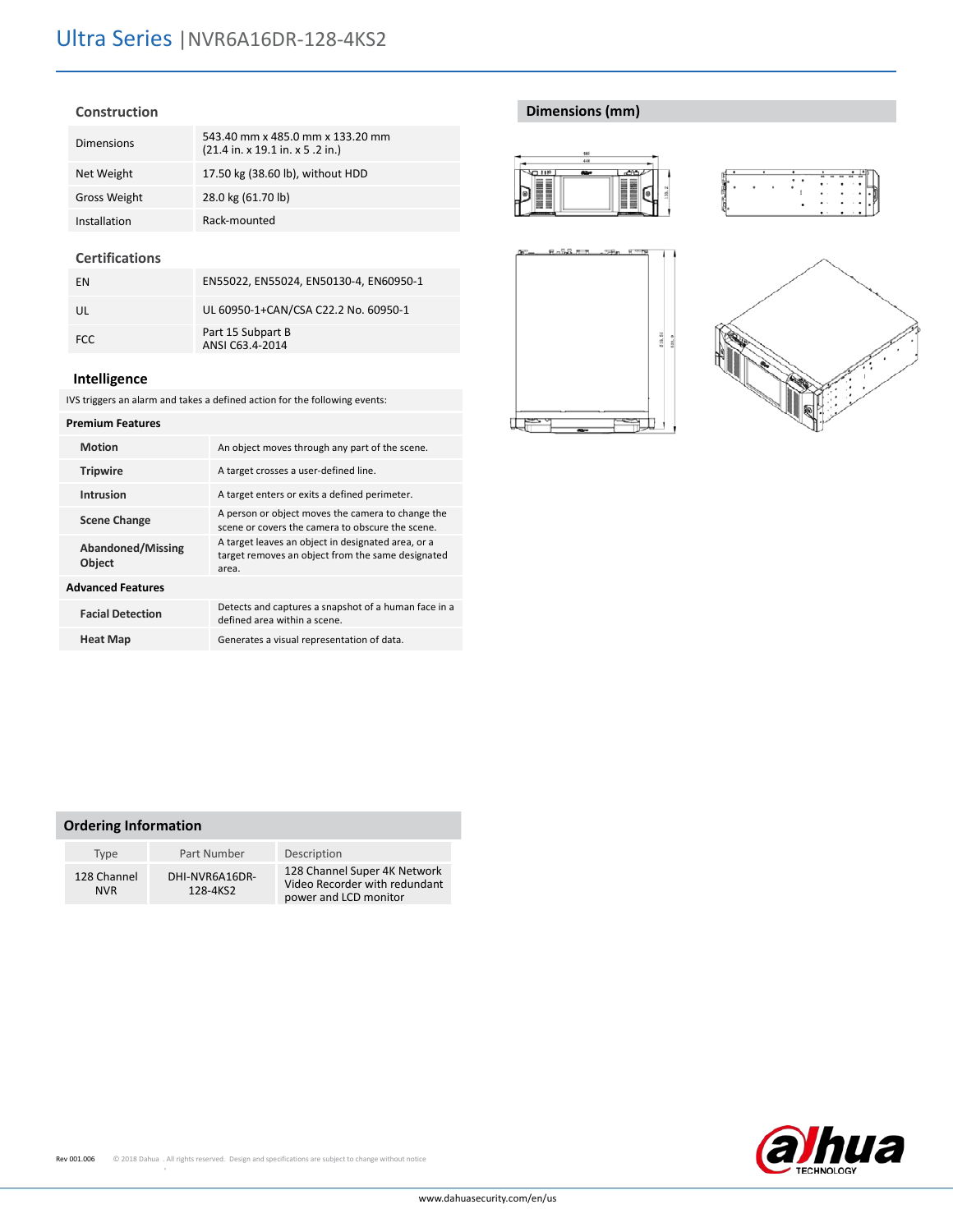## Construction

| | |
|---|---|
| Dimensions | 543.40 mm x 485.0 mm x 133.20 mm (21.4 in. x 19.1 in. x 5 .2 in.) |
| Net Weight | 17.50 kg (38.60 lb), without HDD |
| Gross Weight | 28.0 kg (61.70 lb) |
| Installation | Rack-mounted |

## Certifications

| | |
|---|---|
| EN | EN55022, EN55024, EN50130-4, EN60950-1 |
| UL | UL 60950-1+CAN/CSA C22.2 No. 60950-1 |
| FCC | Part 15 Subpart B<br>ANSI C63.4-2014 |

## Intelligence

IVS triggers an alarm and takes a defined action for the following events:

| | |
|---|---|
| **Premium Features** | |
| **Motion** | An object moves through any part of the scene. |
| **Tripwire** | A target crosses a user-defined line. |
| **Intrusion** | A target enters or exits a defined perimeter. |
| **Scene Change** | A person or object moves the camera to change the scene or covers the camera to obscure the scene. |
| **Abandoned/Missing Object** | A target leaves an object in designated area, or a target removes an object from the same designated area. |
| **Advanced Features** | |
| **Facial Detection** | Detects and captures a snapshot of a human face in a defined area within a scene. |
| **Heat Map** | Generates a visual representation of data. |

## Dimensions (mm)

## Ordering Information

| Type | Part Number | Description |
|---|---|---|
| 128 Channel NVR | DHI-NVR6A16DR-128-4KS2 | 128 Channel Super 4K Network Video Recorder with redundant power and LCD monitor |

Rev 001.006 © 2018 Dahua . All rights reserved. Design and specifications are subject to change without notice

www.dahuasecurity.com/en/us